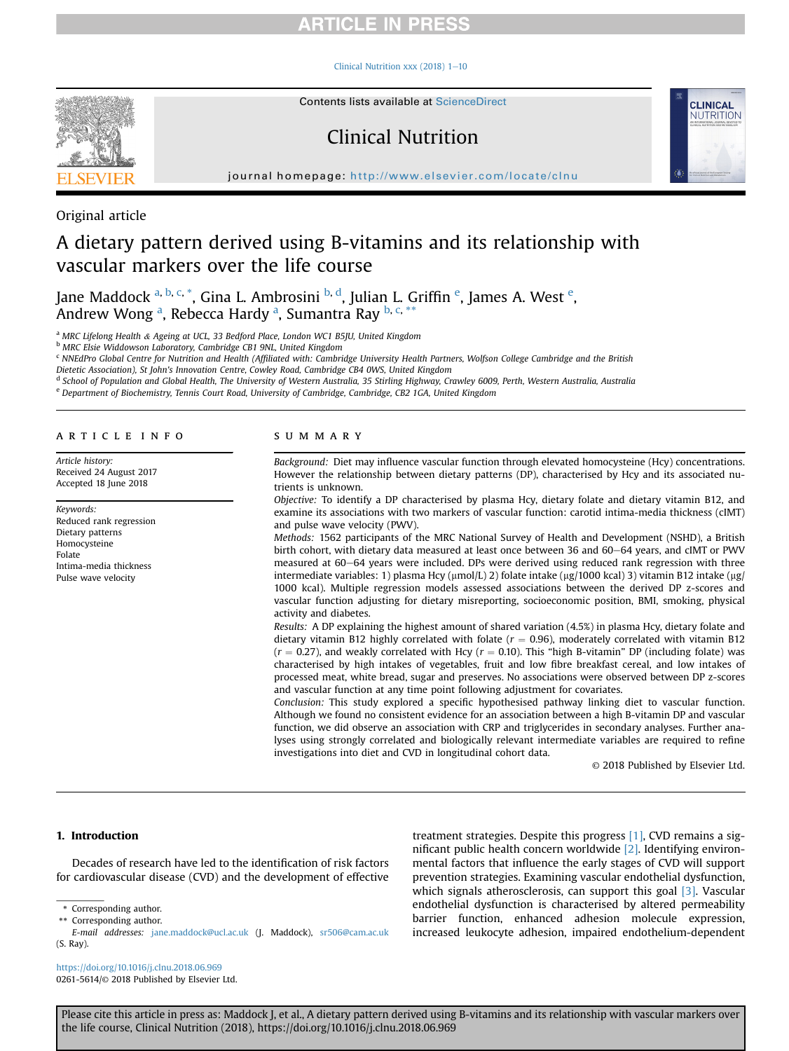Original article

# A dietary pattern derived using B-vitamins and its relationship with vascular markers over the life course

Jane Maddock [a,b,c,*], Gina L. Ambrosini [b,d], Julian L. Griffin [e], James A. West [e], Andrew Wong [a], Rebecca Hardy [a], Sumantra Ray [b,c,**]

[a] MRC Lifelong Health & Ageing at UCL, 33 Bedford Place, London WC1 B5JU, United Kingdom
[b] MRC Elsie Widdowson Laboratory, Cambridge CB1 9NL, United Kingdom
[c] NNEdPro Global Centre for Nutrition and Health (Affiliated with: Cambridge University Health Partners, Wolfson College Cambridge and the British Dietetic Association), St John's Innovation Centre, Cowley Road, Cambridge CB4 0WS, United Kingdom
[d] School of Population and Global Health, The University of Western Australia, 35 Stirling Highway, Crawley 6009, Perth, Western Australia, Australia
[e] Department of Biochemistry, Tennis Court Road, University of Cambridge, Cambridge, CB2 1GA, United Kingdom

## ARTICLE INFO

*Article history:*
Received 24 August 2017
Accepted 18 June 2018

*Keywords:*
Reduced rank regression
Dietary patterns
Homocysteine
Folate
Intima-media thickness
Pulse wave velocity

## SUMMARY

*Background:* Diet may influence vascular function through elevated homocysteine (Hcy) concentrations. However the relationship between dietary patterns (DP), characterised by Hcy and its associated nutrients is unknown.

*Objective:* To identify a DP characterised by plasma Hcy, dietary folate and dietary vitamin B12, and examine its associations with two markers of vascular function: carotid intima-media thickness (cIMT) and pulse wave velocity (PWV).

*Methods:* 1562 participants of the MRC National Survey of Health and Development (NSHD), a British birth cohort, with dietary data measured at least once between 36 and 60–64 years, and cIMT or PWV measured at 60–64 years were included. DPs were derived using reduced rank regression with three intermediate variables: 1) plasma Hcy (μmol/L) 2) folate intake (μg/1000 kcal) 3) vitamin B12 intake (μg/1000 kcal). Multiple regression models assessed associations between the derived DP z-scores and vascular function adjusting for dietary misreporting, socioeconomic position, BMI, smoking, physical activity and diabetes.

*Results:* A DP explaining the highest amount of shared variation (4.5%) in plasma Hcy, dietary folate and dietary vitamin B12 highly correlated with folate ($r = 0.96$), moderately correlated with vitamin B12 ($r = 0.27$), and weakly correlated with Hcy ($r = 0.10$). This "high B-vitamin" DP (including folate) was characterised by high intakes of vegetables, fruit and low fibre breakfast cereal, and low intakes of processed meat, white bread, sugar and preserves. No associations were observed between DP z-scores and vascular function at any time point following adjustment for covariates.

*Conclusion:* This study explored a specific hypothesised pathway linking diet to vascular function. Although we found no consistent evidence for an association between a high B-vitamin DP and vascular function, we did observe an association with CRP and triglycerides in secondary analyses. Further analyses using strongly correlated and biologically relevant intermediate variables are required to refine investigations into diet and CVD in longitudinal cohort data.

© 2018 Published by Elsevier Ltd.

## 1. Introduction

Decades of research have led to the identification of risk factors for cardiovascular disease (CVD) and the development of effective treatment strategies. Despite this progress [1], CVD remains a significant public health concern worldwide [2]. Identifying environmental factors that influence the early stages of CVD will support prevention strategies. Examining vascular endothelial dysfunction, which signals atherosclerosis, can support this goal [3]. Vascular endothelial dysfunction is characterised by altered permeability barrier function, enhanced adhesion molecule expression, increased leukocyte adhesion, impaired endothelium-dependent

\* Corresponding author.
\*\* Corresponding author.
*E-mail addresses:* jane.maddock@ucl.ac.uk (J. Maddock), sr506@cam.ac.uk (S. Ray).

https://doi.org/10.1016/j.clnu.2018.06.969
0261-5614/© 2018 Published by Elsevier Ltd.

Please cite this article in press as: Maddock J, et al., A dietary pattern derived using B-vitamins and its relationship with vascular markers over the life course, Clinical Nutrition (2018), https://doi.org/10.1016/j.clnu.2018.06.969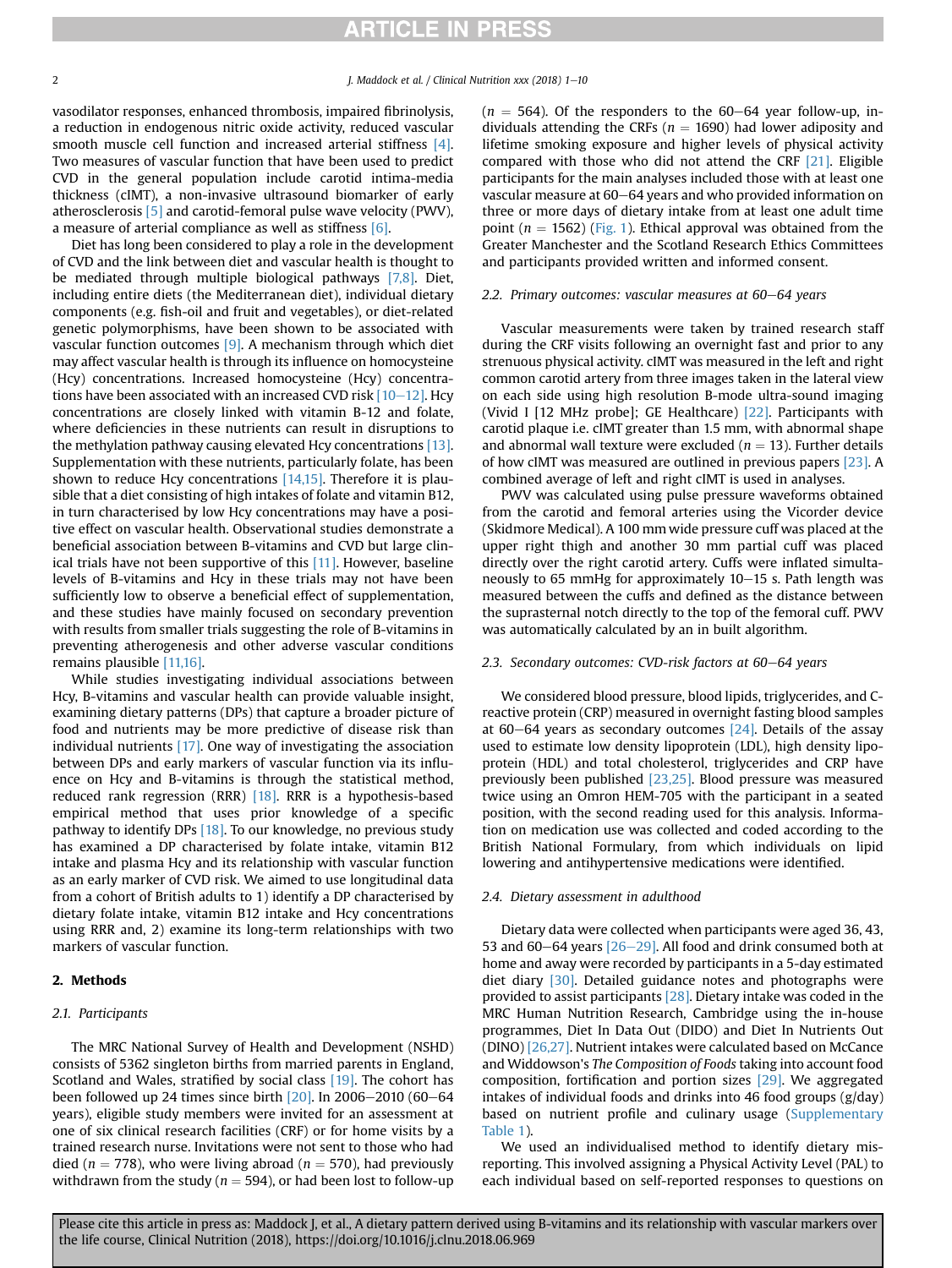vasodilator responses, enhanced thrombosis, impaired fibrinolysis, a reduction in endogenous nitric oxide activity, reduced vascular smooth muscle cell function and increased arterial stiffness [4]. Two measures of vascular function that have been used to predict CVD in the general population include carotid intima-media thickness (cIMT), a non-invasive ultrasound biomarker of early atherosclerosis [5] and carotid-femoral pulse wave velocity (PWV), a measure of arterial compliance as well as stiffness [6].

Diet has long been considered to play a role in the development of CVD and the link between diet and vascular health is thought to be mediated through multiple biological pathways [7,8]. Diet, including entire diets (the Mediterranean diet), individual dietary components (e.g. fish-oil and fruit and vegetables), or diet-related genetic polymorphisms, have been shown to be associated with vascular function outcomes [9]. A mechanism through which diet may affect vascular health is through its influence on homocysteine (Hcy) concentrations. Increased homocysteine (Hcy) concentrations have been associated with an increased CVD risk [10–12]. Hcy concentrations are closely linked with vitamin B-12 and folate, where deficiencies in these nutrients can result in disruptions to the methylation pathway causing elevated Hcy concentrations [13]. Supplementation with these nutrients, particularly folate, has been shown to reduce Hcy concentrations [14,15]. Therefore it is plausible that a diet consisting of high intakes of folate and vitamin B12, in turn characterised by low Hcy concentrations may have a positive effect on vascular health. Observational studies demonstrate a beneficial association between B-vitamins and CVD but large clinical trials have not been supportive of this [11]. However, baseline levels of B-vitamins and Hcy in these trials may not have been sufficiently low to observe a beneficial effect of supplementation, and these studies have mainly focused on secondary prevention with results from smaller trials suggesting the role of B-vitamins in preventing atherogenesis and other adverse vascular conditions remains plausible [11,16].

While studies investigating individual associations between Hcy, B-vitamins and vascular health can provide valuable insight, examining dietary patterns (DPs) that capture a broader picture of food and nutrients may be more predictive of disease risk than individual nutrients [17]. One way of investigating the association between DPs and early markers of vascular function via its influence on Hcy and B-vitamins is through the statistical method, reduced rank regression (RRR) [18]. RRR is a hypothesis-based empirical method that uses prior knowledge of a specific pathway to identify DPs [18]. To our knowledge, no previous study has examined a DP characterised by folate intake, vitamin B12 intake and plasma Hcy and its relationship with vascular function as an early marker of CVD risk. We aimed to use longitudinal data from a cohort of British adults to 1) identify a DP characterised by dietary folate intake, vitamin B12 intake and Hcy concentrations using RRR and, 2) examine its long-term relationships with two markers of vascular function.

## 2. Methods

### 2.1. Participants

The MRC National Survey of Health and Development (NSHD) consists of 5362 singleton births from married parents in England, Scotland and Wales, stratified by social class [19]. The cohort has been followed up 24 times since birth [20]. In 2006–2010 (60–64 years), eligible study members were invited for an assessment at one of six clinical research facilities (CRF) or for home visits by a trained research nurse. Invitations were not sent to those who had died ($n = 778$), who were living abroad ($n = 570$), had previously withdrawn from the study ($n = 594$), or had been lost to follow-up ($n = 564$). Of the responders to the 60–64 year follow-up, individuals attending the CRFs ($n = 1690$) had lower adiposity and lifetime smoking exposure and higher levels of physical activity compared with those who did not attend the CRF [21]. Eligible participants for the main analyses included those with at least one vascular measure at 60–64 years and who provided information on three or more days of dietary intake from at least one adult time point ($n = 1562$) (Fig. 1). Ethical approval was obtained from the Greater Manchester and the Scotland Research Ethics Committees and participants provided written and informed consent.

### 2.2. Primary outcomes: vascular measures at 60–64 years

Vascular measurements were taken by trained research staff during the CRF visits following an overnight fast and prior to any strenuous physical activity. cIMT was measured in the left and right common carotid artery from three images taken in the lateral view on each side using high resolution B-mode ultra-sound imaging (Vivid I [12 MHz probe]; GE Healthcare) [22]. Participants with carotid plaque i.e. cIMT greater than 1.5 mm, with abnormal shape and abnormal wall texture were excluded ($n = 13$). Further details of how cIMT was measured are outlined in previous papers [23]. A combined average of left and right cIMT is used in analyses.

PWV was calculated using pulse pressure waveforms obtained from the carotid and femoral arteries using the Vicorder device (Skidmore Medical). A 100 mm wide pressure cuff was placed at the upper right thigh and another 30 mm partial cuff was placed directly over the right carotid artery. Cuffs were inflated simultaneously to 65 mmHg for approximately 10–15 s. Path length was measured between the cuffs and defined as the distance between the suprasternal notch directly to the top of the femoral cuff. PWV was automatically calculated by an in built algorithm.

### 2.3. Secondary outcomes: CVD-risk factors at 60–64 years

We considered blood pressure, blood lipids, triglycerides, and C-reactive protein (CRP) measured in overnight fasting blood samples at 60–64 years as secondary outcomes [24]. Details of the assay used to estimate low density lipoprotein (LDL), high density lipoprotein (HDL) and total cholesterol, triglycerides and CRP have previously been published [23,25]. Blood pressure was measured twice using an Omron HEM-705 with the participant in a seated position, with the second reading used for this analysis. Information on medication use was collected and coded according to the British National Formulary, from which individuals on lipid lowering and antihypertensive medications were identified.

### 2.4. Dietary assessment in adulthood

Dietary data were collected when participants were aged 36, 43, 53 and 60–64 years [26–29]. All food and drink consumed both at home and away were recorded by participants in a 5-day estimated diet diary [30]. Detailed guidance notes and photographs were provided to assist participants [28]. Dietary intake was coded in the MRC Human Nutrition Research, Cambridge using the in-house programmes, Diet In Data Out (DIDO) and Diet In Nutrients Out (DINO) [26,27]. Nutrient intakes were calculated based on McCance and Widdowson's *The Composition of Foods* taking into account food composition, fortification and portion sizes [29]. We aggregated intakes of individual foods and drinks into 46 food groups (g/day) based on nutrient profile and culinary usage (Supplementary Table 1).

We used an individualised method to identify dietary misreporting. This involved assigning a Physical Activity Level (PAL) to each individual based on self-reported responses to questions on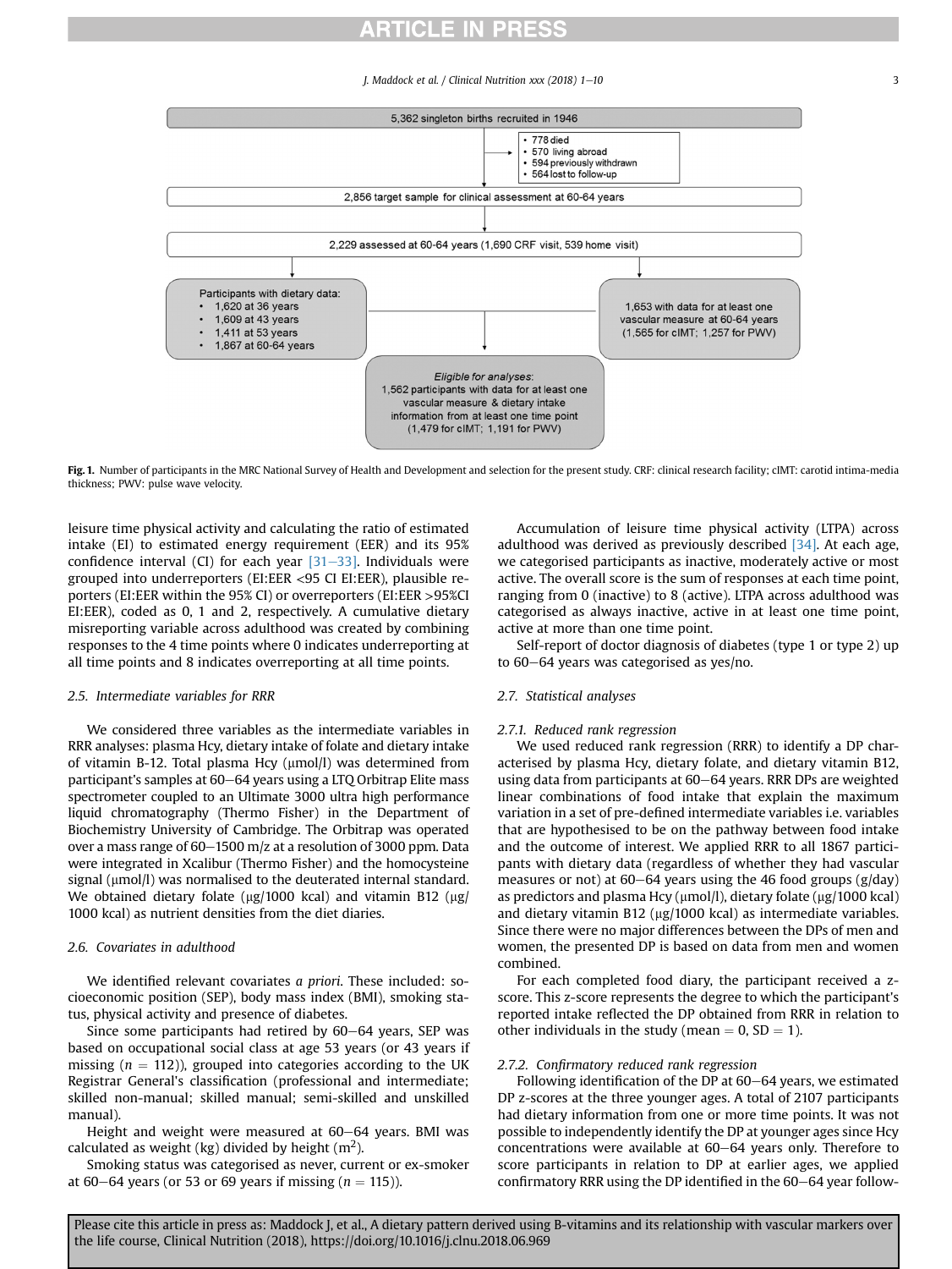5,362 singleton births recruited in 1946

- 778 died
- 570 living abroad
- 594 previously withdrawn
- 564 lost to follow-up

2,856 target sample for clinical assessment at 60-64 years

2,229 assessed at 60-64 years (1,690 CRF visit, 539 home visit)

Participants with dietary data:
- 1,620 at 36 years
- 1,609 at 43 years
- 1,411 at 53 years
- 1,867 at 60-64 years

1,653 with data for at least one vascular measure at 60-64 years (1,565 for cIMT; 1,257 for PWV)

*Eligible for analyses*: 1,562 participants with data for at least one vascular measure & dietary intake information from at least one time point (1,479 for cIMT; 1,191 for PWV)

**Fig. 1.** Number of participants in the MRC National Survey of Health and Development and selection for the present study. CRF: clinical research facility; cIMT: carotid intima-media thickness; PWV: pulse wave velocity.

leisure time physical activity and calculating the ratio of estimated intake (EI) to estimated energy requirement (EER) and its 95% confidence interval (CI) for each year [31–33]. Individuals were grouped into underreporters (EI:EER <95 CI EI:EER), plausible reporters (EI:EER within the 95% CI) or overreporters (EI:EER >95%CI EI:EER), coded as 0, 1 and 2, respectively. A cumulative dietary misreporting variable across adulthood was created by combining responses to the 4 time points where 0 indicates underreporting at all time points and 8 indicates overreporting at all time points.

### 2.5. Intermediate variables for RRR

We considered three variables as the intermediate variables in RRR analyses: plasma Hcy, dietary intake of folate and dietary intake of vitamin B-12. Total plasma Hcy (μmol/l) was determined from participant's samples at 60–64 years using a LTQ Orbitrap Elite mass spectrometer coupled to an Ultimate 3000 ultra high performance liquid chromatography (Thermo Fisher) in the Department of Biochemistry University of Cambridge. The Orbitrap was operated over a mass range of 60–1500 m/z at a resolution of 3000 ppm. Data were integrated in Xcalibur (Thermo Fisher) and the homocysteine signal (μmol/l) was normalised to the deuterated internal standard. We obtained dietary folate (μg/1000 kcal) and vitamin B12 (μg/1000 kcal) as nutrient densities from the diet diaries.

### 2.6. Covariates in adulthood

We identified relevant covariates *a priori*. These included: socioeconomic position (SEP), body mass index (BMI), smoking status, physical activity and presence of diabetes.

Since some participants had retired by 60–64 years, SEP was based on occupational social class at age 53 years (or 43 years if missing ($n = 112$)), grouped into categories according to the UK Registrar General's classification (professional and intermediate; skilled non-manual; skilled manual; semi-skilled and unskilled manual).

Height and weight were measured at 60–64 years. BMI was calculated as weight (kg) divided by height ($m^2$).

Smoking status was categorised as never, current or ex-smoker at 60–64 years (or 53 or 69 years if missing ($n = 115$)).

Accumulation of leisure time physical activity (LTPA) across adulthood was derived as previously described [34]. At each age, we categorised participants as inactive, moderately active or most active. The overall score is the sum of responses at each time point, ranging from 0 (inactive) to 8 (active). LTPA across adulthood was categorised as always inactive, active in at least one time point, active at more than one time point.

Self-report of doctor diagnosis of diabetes (type 1 or type 2) up to 60–64 years was categorised as yes/no.

### 2.7. Statistical analyses

#### 2.7.1. Reduced rank regression

We used reduced rank regression (RRR) to identify a DP characterised by plasma Hcy, dietary folate, and dietary vitamin B12, using data from participants at 60–64 years. RRR DPs are weighted linear combinations of food intake that explain the maximum variation in a set of pre-defined intermediate variables i.e. variables that are hypothesised to be on the pathway between food intake and the outcome of interest. We applied RRR to all 1867 participants with dietary data (regardless of whether they had vascular measures or not) at 60–64 years using the 46 food groups (g/day) as predictors and plasma Hcy (μmol/l), dietary folate (μg/1000 kcal) and dietary vitamin B12 (μg/1000 kcal) as intermediate variables. Since there were no major differences between the DPs of men and women, the presented DP is based on data from men and women combined.

For each completed food diary, the participant received a z-score. This z-score represents the degree to which the participant's reported intake reflected the DP obtained from RRR in relation to other individuals in the study (mean = 0, SD = 1).

#### 2.7.2. Confirmatory reduced rank regression

Following identification of the DP at 60–64 years, we estimated DP z-scores at the three younger ages. A total of 2107 participants had dietary information from one or more time points. It was not possible to independently identify the DP at younger ages since Hcy concentrations were available at 60–64 years only. Therefore to score participants in relation to DP at earlier ages, we applied confirmatory RRR using the DP identified in the 60–64 year follow-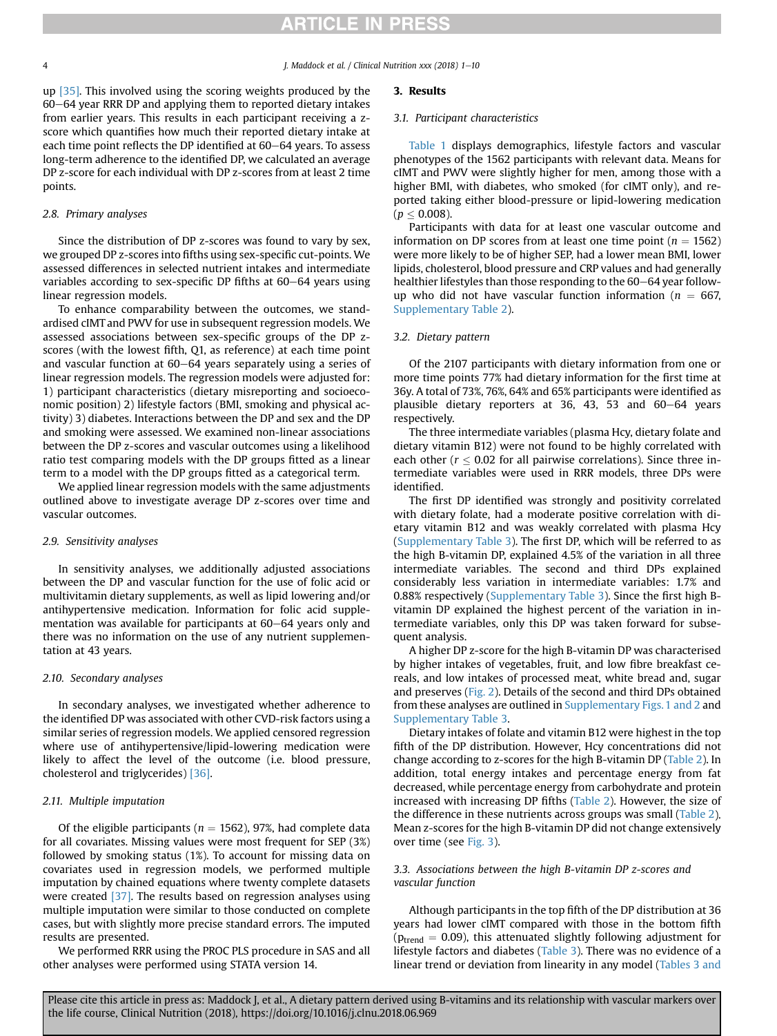up [35]. This involved using the scoring weights produced by the 60–64 year RRR DP and applying them to reported dietary intakes from earlier years. This results in each participant receiving a z-score which quantifies how much their reported dietary intake at each time point reflects the DP identified at 60–64 years. To assess long-term adherence to the identified DP, we calculated an average DP z-score for each individual with DP z-scores from at least 2 time points.

### 2.8. Primary analyses

Since the distribution of DP z-scores was found to vary by sex, we grouped DP z-scores into fifths using sex-specific cut-points. We assessed differences in selected nutrient intakes and intermediate variables according to sex-specific DP fifths at 60–64 years using linear regression models.

To enhance comparability between the outcomes, we standardised cIMT and PWV for use in subsequent regression models. We assessed associations between sex-specific groups of the DP z-scores (with the lowest fifth, Q1, as reference) at each time point and vascular function at 60–64 years separately using a series of linear regression models. The regression models were adjusted for: 1) participant characteristics (dietary misreporting and socioeconomic position) 2) lifestyle factors (BMI, smoking and physical activity) 3) diabetes. Interactions between the DP and sex and the DP and smoking were assessed. We examined non-linear associations between the DP z-scores and vascular outcomes using a likelihood ratio test comparing models with the DP groups fitted as a linear term to a model with the DP groups fitted as a categorical term.

We applied linear regression models with the same adjustments outlined above to investigate average DP z-scores over time and vascular outcomes.

### 2.9. Sensitivity analyses

In sensitivity analyses, we additionally adjusted associations between the DP and vascular function for the use of folic acid or multivitamin dietary supplements, as well as lipid lowering and/or antihypertensive medication. Information for folic acid supplementation was available for participants at 60–64 years only and there was no information on the use of any nutrient supplementation at 43 years.

### 2.10. Secondary analyses

In secondary analyses, we investigated whether adherence to the identified DP was associated with other CVD-risk factors using a similar series of regression models. We applied censored regression where use of antihypertensive/lipid-lowering medication were likely to affect the level of the outcome (i.e. blood pressure, cholesterol and triglycerides) [36].

### 2.11. Multiple imputation

Of the eligible participants ($n = 1562$), 97%, had complete data for all covariates. Missing values were most frequent for SEP (3%) followed by smoking status (1%). To account for missing data on covariates used in regression models, we performed multiple imputation by chained equations where twenty complete datasets were created [37]. The results based on regression analyses using multiple imputation were similar to those conducted on complete cases, but with slightly more precise standard errors. The imputed results are presented.

We performed RRR using the PROC PLS procedure in SAS and all other analyses were performed using STATA version 14.

## 3. Results

### 3.1. Participant characteristics

Table 1 displays demographics, lifestyle factors and vascular phenotypes of the 1562 participants with relevant data. Means for cIMT and PWV were slightly higher for men, among those with a higher BMI, with diabetes, who smoked (for cIMT only), and reported taking either blood-pressure or lipid-lowering medication ($p \leq 0.008$).

Participants with data for at least one vascular outcome and information on DP scores from at least one time point ($n = 1562$) were more likely to be of higher SEP, had a lower mean BMI, lower lipids, cholesterol, blood pressure and CRP values and had generally healthier lifestyles than those responding to the 60–64 year follow-up who did not have vascular function information ($n = 667$, Supplementary Table 2).

### 3.2. Dietary pattern

Of the 2107 participants with dietary information from one or more time points 77% had dietary information for the first time at 36y. A total of 73%, 76%, 64% and 65% participants were identified as plausible dietary reporters at 36, 43, 53 and 60–64 years respectively.

The three intermediate variables (plasma Hcy, dietary folate and dietary vitamin B12) were not found to be highly correlated with each other ($r \leq 0.02$ for all pairwise correlations). Since three intermediate variables were used in RRR models, three DPs were identified.

The first DP identified was strongly and positivity correlated with dietary folate, had a moderate positive correlation with dietary vitamin B12 and was weakly correlated with plasma Hcy (Supplementary Table 3). The first DP, which will be referred to as the high B-vitamin DP, explained 4.5% of the variation in all three intermediate variables. The second and third DPs explained considerably less variation in intermediate variables: 1.7% and 0.88% respectively (Supplementary Table 3). Since the first high B-vitamin DP explained the highest percent of the variation in intermediate variables, only this DP was taken forward for subsequent analysis.

A higher DP z-score for the high B-vitamin DP was characterised by higher intakes of vegetables, fruit, and low fibre breakfast cereals, and low intakes of processed meat, white bread and, sugar and preserves (Fig. 2). Details of the second and third DPs obtained from these analyses are outlined in Supplementary Figs. 1 and 2 and Supplementary Table 3.

Dietary intakes of folate and vitamin B12 were highest in the top fifth of the DP distribution. However, Hcy concentrations did not change according to z-scores for the high B-vitamin DP (Table 2). In addition, total energy intakes and percentage energy from fat decreased, while percentage energy from carbohydrate and protein increased with increasing DP fifths (Table 2). However, the size of the difference in these nutrients across groups was small (Table 2). Mean z-scores for the high B-vitamin DP did not change extensively over time (see Fig. 3).

### 3.3. Associations between the high B-vitamin DP z-scores and vascular function

Although participants in the top fifth of the DP distribution at 36 years had lower cIMT compared with those in the bottom fifth ($p_{trend} = 0.09$), this attenuated slightly following adjustment for lifestyle factors and diabetes (Table 3). There was no evidence of a linear trend or deviation from linearity in any model (Tables 3 and

Please cite this article in press as: Maddock J, et al., A dietary pattern derived using B-vitamins and its relationship with vascular markers over the life course, Clinical Nutrition (2018), https://doi.org/10.1016/j.clnu.2018.06.969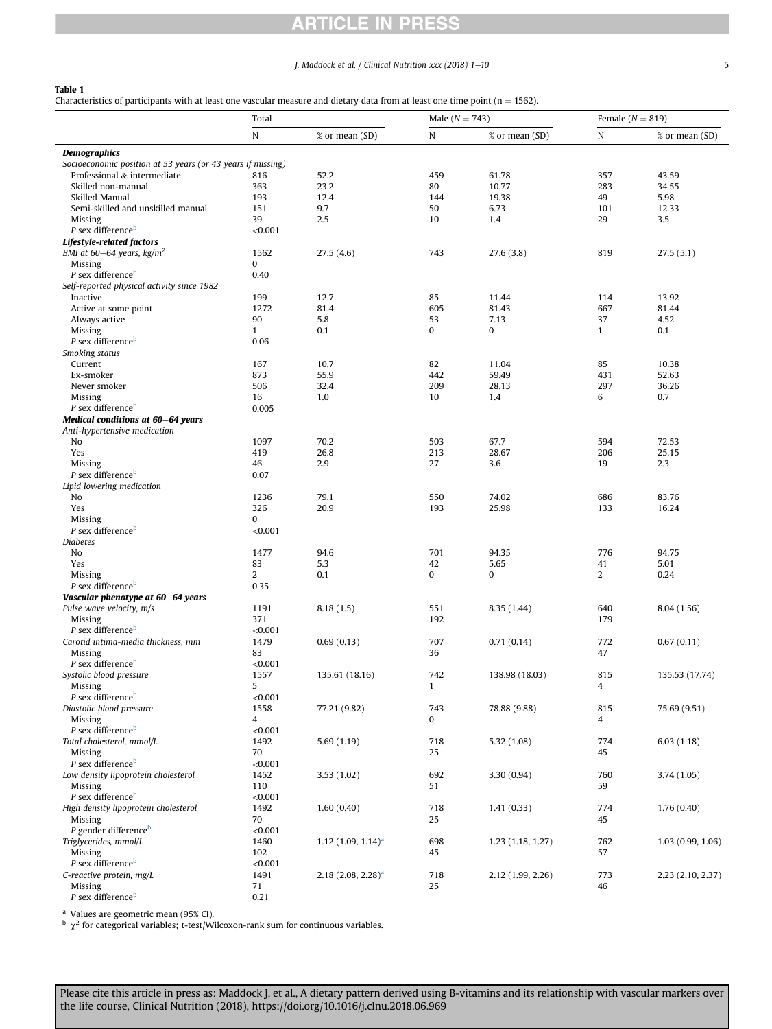**Table 1**
Characteristics of participants with at least one vascular measure and dietary data from at least one time point (n = 1562).

| | Total | | Male (N = 743) | | Female (N = 819) | |
|---|---|---|---|---|---|---|
| | N | % or mean (SD) | N | % or mean (SD) | N | % or mean (SD) |
| ***Demographics*** | | | | | | |
| *Socioeconomic position at 53 years (or 43 years if missing)* | | | | | | |
| Professional & intermediate | 816 | 52.2 | 459 | 61.78 | 357 | 43.59 |
| Skilled non-manual | 363 | 23.2 | 80 | 10.77 | 283 | 34.55 |
| Skilled Manual | 193 | 12.4 | 144 | 19.38 | 49 | 5.98 |
| Semi-skilled and unskilled manual | 151 | 9.7 | 50 | 6.73 | 101 | 12.33 |
| Missing | 39 | 2.5 | 10 | 1.4 | 29 | 3.5 |
| *P* sex difference[b] | <0.001 | | | | | |
| ***Lifestyle-related factors*** | | | | | | |
| *BMI at 60–64 years, kg/m$^2$* | 1562 | 27.5 (4.6) | 743 | 27.6 (3.8) | 819 | 27.5 (5.1) |
| Missing | 0 | | | | | |
| *P* sex difference[b] | 0.40 | | | | | |
| *Self-reported physical activity since 1982* | | | | | | |
| Inactive | 199 | 12.7 | 85 | 11.44 | 114 | 13.92 |
| Active at some point | 1272 | 81.4 | 605 | 81.43 | 667 | 81.44 |
| Always active | 90 | 5.8 | 53 | 7.13 | 37 | 4.52 |
| Missing | 1 | 0.1 | 0 | 0 | 1 | 0.1 |
| *P* sex difference[b] | 0.06 | | | | | |
| *Smoking status* | | | | | | |
| Current | 167 | 10.7 | 82 | 11.04 | 85 | 10.38 |
| Ex-smoker | 873 | 55.9 | 442 | 59.49 | 431 | 52.63 |
| Never smoker | 506 | 32.4 | 209 | 28.13 | 297 | 36.26 |
| Missing | 16 | 1.0 | 10 | 1.4 | 6 | 0.7 |
| *P* sex difference[b] | 0.005 | | | | | |
| ***Medical conditions at 60–64 years*** | | | | | | |
| *Anti-hypertensive medication* | | | | | | |
| No | 1097 | 70.2 | 503 | 67.7 | 594 | 72.53 |
| Yes | 419 | 26.8 | 213 | 28.67 | 206 | 25.15 |
| Missing | 46 | 2.9 | 27 | 3.6 | 19 | 2.3 |
| *P* sex difference[b] | 0.07 | | | | | |
| *Lipid lowering medication* | | | | | | |
| No | 1236 | 79.1 | 550 | 74.02 | 686 | 83.76 |
| Yes | 326 | 20.9 | 193 | 25.98 | 133 | 16.24 |
| Missing | 0 | | | | | |
| *P* sex difference[b] | <0.001 | | | | | |
| *Diabetes* | | | | | | |
| No | 1477 | 94.6 | 701 | 94.35 | 776 | 94.75 |
| Yes | 83 | 5.3 | 42 | 5.65 | 41 | 5.01 |
| Missing | 2 | 0.1 | 0 | 0 | 2 | 0.24 |
| *P* sex difference[b] | 0.35 | | | | | |
| ***Vascular phenotype at 60–64 years*** | | | | | | |
| *Pulse wave velocity, m/s* | 1191 | 8.18 (1.5) | 551 | 8.35 (1.44) | 640 | 8.04 (1.56) |
| Missing | 371 | | 192 | | 179 | |
| *P* sex difference[b] | <0.001 | | | | | |
| *Carotid intima-media thickness, mm* | 1479 | 0.69 (0.13) | 707 | 0.71 (0.14) | 772 | 0.67 (0.11) |
| Missing | 83 | | 36 | | 47 | |
| *P* sex difference[b] | <0.001 | | | | | |
| *Systolic blood pressure* | 1557 | 135.61 (18.16) | 742 | 138.98 (18.03) | 815 | 135.53 (17.74) |
| Missing | 5 | | 1 | | 4 | |
| *P* sex difference[b] | <0.001 | | | | | |
| *Diastolic blood pressure* | 1558 | 77.21 (9.82) | 743 | 78.88 (9.88) | 815 | 75.69 (9.51) |
| Missing | 4 | | 0 | | 4 | |
| *P* sex difference[b] | <0.001 | | | | | |
| *Total cholesterol, mmol/L* | 1492 | 5.69 (1.19) | 718 | 5.32 (1.08) | 774 | 6.03 (1.18) |
| Missing | 70 | | 25 | | 45 | |
| *P* sex difference[b] | <0.001 | | | | | |
| *Low density lipoprotein cholesterol* | 1452 | 3.53 (1.02) | 692 | 3.30 (0.94) | 760 | 3.74 (1.05) |
| Missing | 110 | | 51 | | 59 | |
| *P* sex difference[b] | <0.001 | | | | | |
| *High density lipoprotein cholesterol* | 1492 | 1.60 (0.40) | 718 | 1.41 (0.33) | 774 | 1.76 (0.40) |
| Missing | 70 | | 25 | | 45 | |
| *P* gender difference[b] | <0.001 | | | | | |
| *Triglycerides, mmol/L* | 1460 | 1.12 (1.09, 1.14)[a] | 698 | 1.23 (1.18, 1.27) | 762 | 1.03 (0.99, 1.06) |
| Missing | 102 | | 45 | | 57 | |
| *P* sex difference[b] | <0.001 | | | | | |
| *C-reactive protein, mg/L* | 1491 | 2.18 (2.08, 2.28)[a] | 718 | 2.12 (1.99, 2.26) | 773 | 2.23 (2.10, 2.37) |
| Missing | 71 | | 25 | | 46 | |
| *P* sex difference[b] | 0.21 | | | | | |

[a] Values are geometric mean (95% CI).
[b] $\chi^2$ for categorical variables; t-test/Wilcoxon-rank sum for continuous variables.

Please cite this article in press as: Maddock J, et al., A dietary pattern derived using B-vitamins and its relationship with vascular markers over the life course, Clinical Nutrition (2018), https://doi.org/10.1016/j.clnu.2018.06.969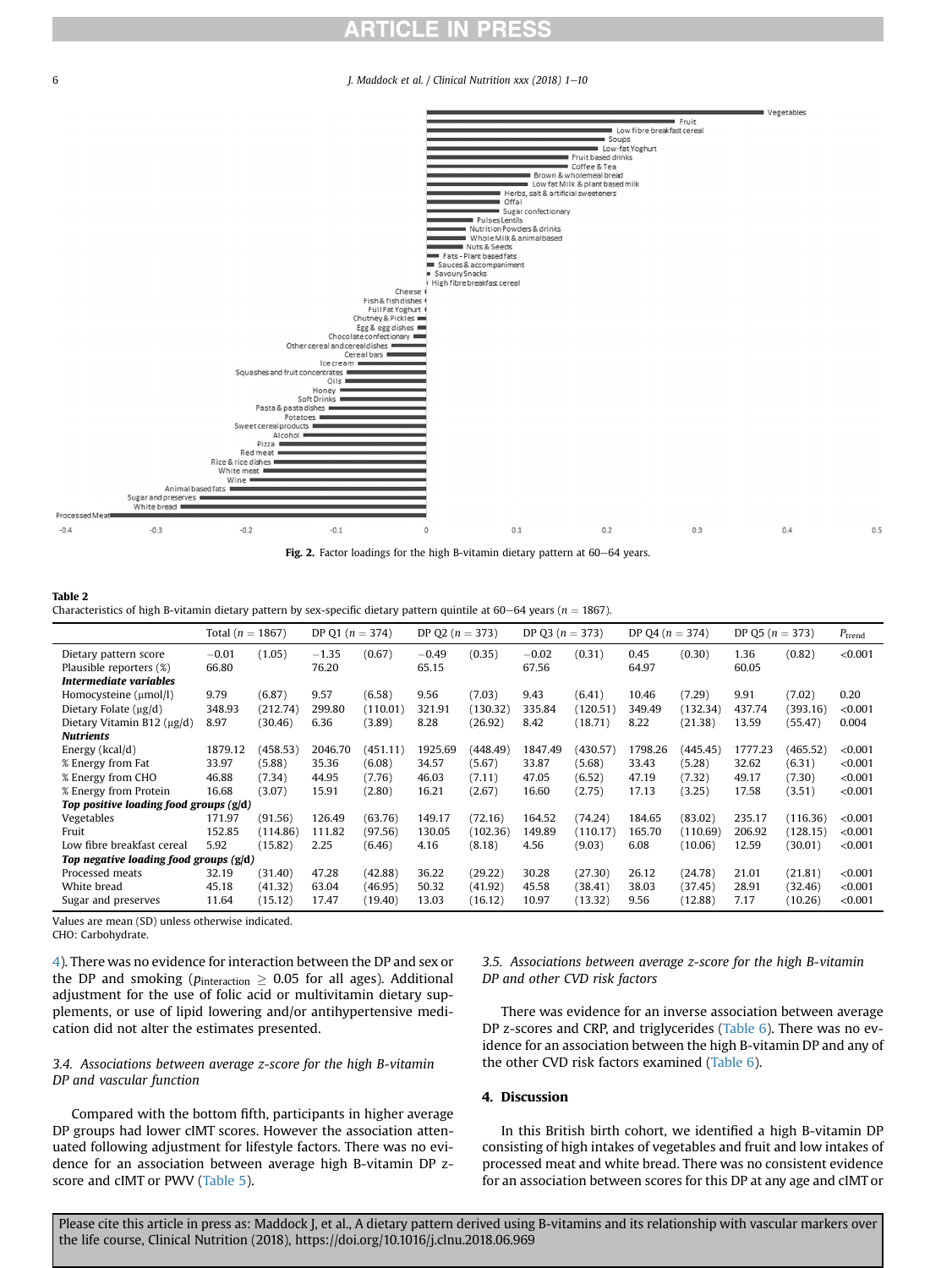Fig. 2. Factor loadings for the high B-vitamin dietary pattern at 60–64 years.

**Table 2**
Characteristics of high B-vitamin dietary pattern by sex-specific dietary pattern quintile at 60–64 years (n = 1867).

| | Total (n = 1867) | | DP Q1 (n = 374) | | DP Q2 (n = 373) | | DP Q3 (n = 373) | | DP Q4 (n = 374) | | DP Q5 (n = 373) | | $P_{trend}$ |
|---|---|---|---|---|---|---|---|---|---|---|---|---|---|
| Dietary pattern score | −0.01 | (1.05) | −1.35 | (0.67) | −0.49 | (0.35) | −0.02 | (0.31) | 0.45 | (0.30) | 1.36 | (0.82) | <0.001 |
| Plausible reporters (%) | 66.80 | | 76.20 | | 65.15 | | 67.56 | | 64.97 | | 60.05 | | |
| ***Intermediate variables*** | | | | | | | | | | | | | |
| Homocysteine (μmol/l) | 9.79 | (6.87) | 9.57 | (6.58) | 9.56 | (7.03) | 9.43 | (6.41) | 10.46 | (7.29) | 9.91 | (7.02) | 0.20 |
| Dietary Folate (μg/d) | 348.93 | (212.74) | 299.80 | (110.01) | 321.91 | (130.32) | 335.84 | (120.51) | 349.49 | (132.34) | 437.74 | (393.16) | <0.001 |
| Dietary Vitamin B12 (μg/d) | 8.97 | (30.46) | 6.36 | (3.89) | 8.28 | (26.92) | 8.42 | (18.71) | 8.22 | (21.38) | 13.59 | (55.47) | 0.004 |
| ***Nutrients*** | | | | | | | | | | | | | |
| Energy (kcal/d) | 1879.12 | (458.53) | 2046.70 | (451.11) | 1925.69 | (448.49) | 1847.49 | (430.57) | 1798.26 | (445.45) | 1777.23 | (465.52) | <0.001 |
| % Energy from Fat | 33.97 | (5.88) | 35.36 | (6.08) | 34.57 | (5.67) | 33.87 | (5.68) | 33.43 | (5.28) | 32.62 | (6.31) | <0.001 |
| % Energy from CHO | 46.88 | (7.34) | 44.95 | (7.76) | 46.03 | (7.11) | 47.05 | (6.52) | 47.19 | (7.32) | 49.17 | (7.30) | <0.001 |
| % Energy from Protein | 16.68 | (3.07) | 15.91 | (2.80) | 16.21 | (2.67) | 16.60 | (2.75) | 17.13 | (3.25) | 17.58 | (3.51) | <0.001 |
| ***Top positive loading food groups (g/d)*** | | | | | | | | | | | | | |
| Vegetables | 171.97 | (91.56) | 126.49 | (63.76) | 149.17 | (72.16) | 164.52 | (74.24) | 184.65 | (83.02) | 235.17 | (116.36) | <0.001 |
| Fruit | 152.85 | (114.86) | 111.82 | (97.56) | 130.05 | (102.36) | 149.89 | (110.17) | 165.70 | (110.69) | 206.92 | (128.15) | <0.001 |
| Low fibre breakfast cereal | 5.92 | (15.82) | 2.25 | (6.46) | 4.16 | (8.18) | 4.56 | (9.03) | 6.08 | (10.06) | 12.59 | (30.01) | <0.001 |
| ***Top negative loading food groups (g/d)*** | | | | | | | | | | | | | |
| Processed meats | 32.19 | (31.40) | 47.28 | (42.88) | 36.22 | (29.22) | 30.28 | (27.30) | 26.12 | (24.78) | 21.01 | (21.81) | <0.001 |
| White bread | 45.18 | (41.32) | 63.04 | (46.95) | 50.32 | (41.92) | 45.58 | (38.41) | 38.03 | (37.45) | 28.91 | (32.46) | <0.001 |
| Sugar and preserves | 11.64 | (15.12) | 17.47 | (19.40) | 13.03 | (16.12) | 10.97 | (13.32) | 9.56 | (12.88) | 7.17 | (10.26) | <0.001 |

Values are mean (SD) unless otherwise indicated.
CHO: Carbohydrate.

4). There was no evidence for interaction between the DP and sex or the DP and smoking ($p_{interaction} \geq 0.05$ for all ages). Additional adjustment for the use of folic acid or multivitamin dietary supplements, or use of lipid lowering and/or antihypertensive medication did not alter the estimates presented.

### 3.4. Associations between average z-score for the high B-vitamin DP and vascular function

Compared with the bottom fifth, participants in higher average DP groups had lower cIMT scores. However the association attenuated following adjustment for lifestyle factors. There was no evidence for an association between average high B-vitamin DP z-score and cIMT or PWV (Table 5).

### 3.5. Associations between average z-score for the high B-vitamin DP and other CVD risk factors

There was evidence for an inverse association between average DP z-scores and CRP, and triglycerides (Table 6). There was no evidence for an association between the high B-vitamin DP and any of the other CVD risk factors examined (Table 6).

## 4. Discussion

In this British birth cohort, we identified a high B-vitamin DP consisting of high intakes of vegetables and fruit and low intakes of processed meat and white bread. There was no consistent evidence for an association between scores for this DP at any age and cIMT or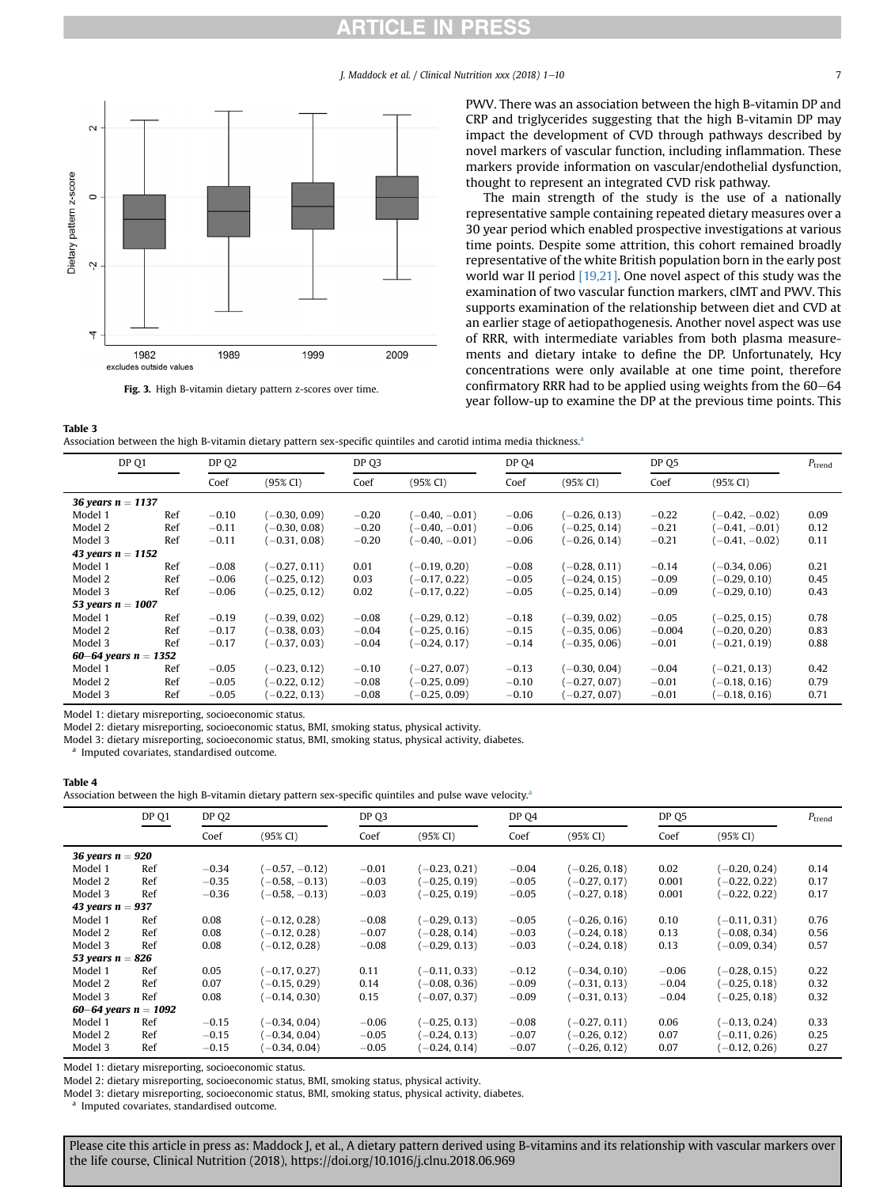Fig. 3. High B-vitamin dietary pattern z-scores over time.

PWV. There was an association between the high B-vitamin DP and CRP and triglycerides suggesting that the high B-vitamin DP may impact the development of CVD through pathways described by novel markers of vascular function, including inflammation. These markers provide information on vascular/endothelial dysfunction, thought to represent an integrated CVD risk pathway.

The main strength of the study is the use of a nationally representative sample containing repeated dietary measures over a 30 year period which enabled prospective investigations at various time points. Despite some attrition, this cohort remained broadly representative of the white British population born in the early post world war II period [19,21]. One novel aspect of this study was the examination of two vascular function markers, cIMT and PWV. This supports examination of the relationship between diet and CVD at an earlier stage of aetiopathogenesis. Another novel aspect was use of RRR, with intermediate variables from both plasma measurements and dietary intake to define the DP. Unfortunately, Hcy concentrations were only available at one time point, therefore confirmatory RRR had to be applied using weights from the 60–64 year follow-up to examine the DP at the previous time points. This

**Table 3**
Association between the high B-vitamin dietary pattern sex-specific quintiles and carotid intima media thickness.[a]

| | DP Q1 | DP Q2 | | DP Q3 | | DP Q4 | | DP Q5 | | $P_{trend}$ |
|---|---|---|---|---|---|---|---|---|---|---|
| | | Coef | (95% CI) | Coef | (95% CI) | Coef | (95% CI) | Coef | (95% CI) | |
| ***36 years n = 1137*** | | | | | | | | | | |
| Model 1 | Ref | −0.10 | (−0.30, 0.09) | −0.20 | (−0.40, −0.01) | −0.06 | (−0.26, 0.13) | −0.22 | (−0.42, −0.02) | 0.09 |
| Model 2 | Ref | −0.11 | (−0.30, 0.08) | −0.20 | (−0.40, −0.01) | −0.06 | (−0.25, 0.14) | −0.21 | (−0.41, −0.01) | 0.12 |
| Model 3 | Ref | −0.11 | (−0.31, 0.08) | −0.20 | (−0.40, −0.01) | −0.06 | (−0.26, 0.14) | −0.21 | (−0.41, −0.02) | 0.11 |
| ***43 years n = 1152*** | | | | | | | | | | |
| Model 1 | Ref | −0.08 | (−0.27, 0.11) | 0.01 | (−0.19, 0.20) | −0.08 | (−0.28, 0.11) | −0.14 | (−0.34, 0.06) | 0.21 |
| Model 2 | Ref | −0.06 | (−0.25, 0.12) | 0.03 | (−0.17, 0.22) | −0.05 | (−0.24, 0.15) | −0.09 | (−0.29, 0.10) | 0.45 |
| Model 3 | Ref | −0.06 | (−0.25, 0.12) | 0.02 | (−0.17, 0.22) | −0.05 | (−0.25, 0.14) | −0.09 | (−0.29, 0.10) | 0.43 |
| ***53 years n = 1007*** | | | | | | | | | | |
| Model 1 | Ref | −0.19 | (−0.39, 0.02) | −0.08 | (−0.29, 0.12) | −0.18 | (−0.39, 0.02) | −0.05 | (−0.25, 0.15) | 0.78 |
| Model 2 | Ref | −0.17 | (−0.38, 0.03) | −0.04 | (−0.25, 0.16) | −0.15 | (−0.35, 0.06) | −0.004 | (−0.20, 0.20) | 0.83 |
| Model 3 | Ref | −0.17 | (−0.37, 0.03) | −0.04 | (−0.24, 0.17) | −0.14 | (−0.35, 0.06) | −0.01 | (−0.21, 0.19) | 0.88 |
| ***60–64 years n = 1352*** | | | | | | | | | | |
| Model 1 | Ref | −0.05 | (−0.23, 0.12) | −0.10 | (−0.27, 0.07) | −0.13 | (−0.30, 0.04) | −0.04 | (−0.21, 0.13) | 0.42 |
| Model 2 | Ref | −0.05 | (−0.22, 0.12) | −0.08 | (−0.25, 0.09) | −0.10 | (−0.27, 0.07) | −0.01 | (−0.18, 0.16) | 0.79 |
| Model 3 | Ref | −0.05 | (−0.22, 0.13) | −0.08 | (−0.25, 0.09) | −0.10 | (−0.27, 0.07) | −0.01 | (−0.18, 0.16) | 0.71 |

Model 1: dietary misreporting, socioeconomic status.
Model 2: dietary misreporting, socioeconomic status, BMI, smoking status, physical activity.
Model 3: dietary misreporting, socioeconomic status, BMI, smoking status, physical activity, diabetes.
[a] Imputed covariates, standardised outcome.

**Table 4**
Association between the high B-vitamin dietary pattern sex-specific quintiles and pulse wave velocity.[a]

| | DP Q1 | DP Q2 | | DP Q3 | | DP Q4 | | DP Q5 | | $P_{trend}$ |
|---|---|---|---|---|---|---|---|---|---|---|
| | | Coef | (95% CI) | Coef | (95% CI) | Coef | (95% CI) | Coef | (95% CI) | |
| ***36 years n = 920*** | | | | | | | | | | |
| Model 1 | Ref | −0.34 | (−0.57, −0.12) | −0.01 | (−0.23, 0.21) | −0.04 | (−0.26, 0.18) | 0.02 | (−0.20, 0.24) | 0.14 |
| Model 2 | Ref | −0.35 | (−0.58, −0.13) | −0.03 | (−0.25, 0.19) | −0.05 | (−0.27, 0.17) | 0.001 | (−0.22, 0.22) | 0.17 |
| Model 3 | Ref | −0.36 | (−0.58, −0.13) | −0.03 | (−0.25, 0.19) | −0.05 | (−0.27, 0.18) | 0.001 | (−0.22, 0.22) | 0.17 |
| ***43 years n = 937*** | | | | | | | | | | |
| Model 1 | Ref | 0.08 | (−0.12, 0.28) | −0.08 | (−0.29, 0.13) | −0.05 | (−0.26, 0.16) | 0.10 | (−0.11, 0.31) | 0.76 |
| Model 2 | Ref | 0.08 | (−0.12, 0.28) | −0.07 | (−0.28, 0.14) | −0.03 | (−0.24, 0.18) | 0.13 | (−0.08, 0.34) | 0.56 |
| Model 3 | Ref | 0.08 | (−0.12, 0.28) | −0.08 | (−0.29, 0.13) | −0.03 | (−0.24, 0.18) | 0.13 | (−0.09, 0.34) | 0.57 |
| ***53 years n = 826*** | | | | | | | | | | |
| Model 1 | Ref | 0.05 | (−0.17, 0.27) | 0.11 | (−0.11, 0.33) | −0.12 | (−0.34, 0.10) | −0.06 | (−0.28, 0.15) | 0.22 |
| Model 2 | Ref | 0.07 | (−0.15, 0.29) | 0.14 | (−0.08, 0.36) | −0.09 | (−0.31, 0.13) | −0.04 | (−0.25, 0.18) | 0.32 |
| Model 3 | Ref | 0.08 | (−0.14, 0.30) | 0.15 | (−0.07, 0.37) | −0.09 | (−0.31, 0.13) | −0.04 | (−0.25, 0.18) | 0.32 |
| ***60–64 years n = 1092*** | | | | | | | | | | |
| Model 1 | Ref | −0.15 | (−0.34, 0.04) | −0.06 | (−0.25, 0.13) | −0.08 | (−0.27, 0.11) | 0.06 | (−0.13, 0.24) | 0.33 |
| Model 2 | Ref | −0.15 | (−0.34, 0.04) | −0.05 | (−0.24, 0.13) | −0.07 | (−0.26, 0.12) | 0.07 | (−0.11, 0.26) | 0.25 |
| Model 3 | Ref | −0.15 | (−0.34, 0.04) | −0.05 | (−0.24, 0.14) | −0.07 | (−0.26, 0.12) | 0.07 | (−0.12, 0.26) | 0.27 |

Model 1: dietary misreporting, socioeconomic status.
Model 2: dietary misreporting, socioeconomic status, BMI, smoking status, physical activity.
Model 3: dietary misreporting, socioeconomic status, BMI, smoking status, physical activity, diabetes.
[a] Imputed covariates, standardised outcome.

Please cite this article in press as: Maddock J, et al., A dietary pattern derived using B-vitamins and its relationship with vascular markers over the life course, Clinical Nutrition (2018), https://doi.org/10.1016/j.clnu.2018.06.969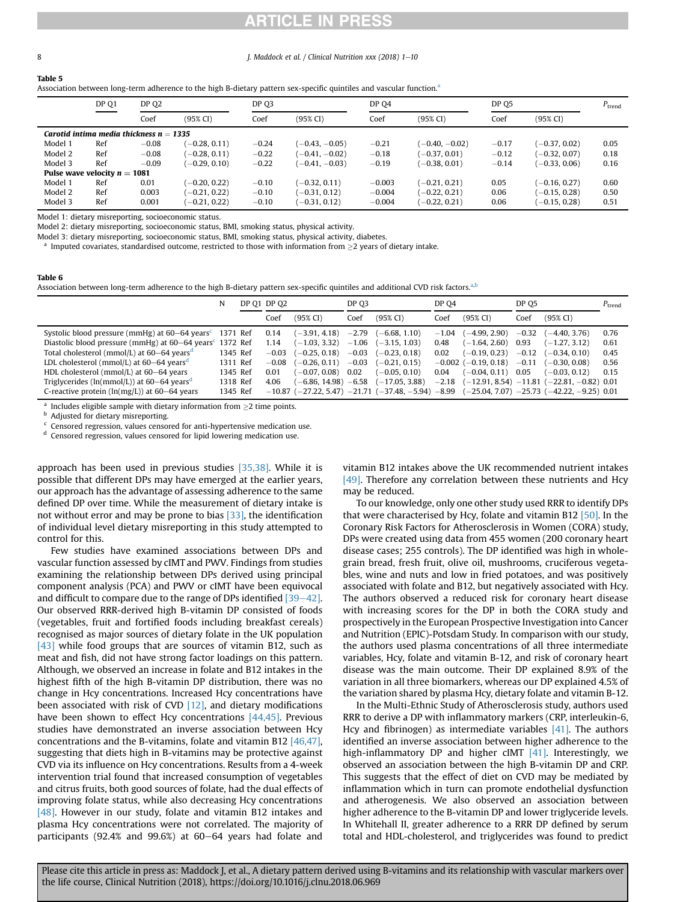**Table 5**
Association between long-term adherence to the high B-dietary pattern sex-specific quintiles and vascular function.[a]

| | DP Q1 | DP Q2 | | DP Q3 | | DP Q4 | | DP Q5 | | $P_{trend}$ |
|---|---|---|---|---|---|---|---|---|---|---|
| | | Coef | (95% CI) | Coef | (95% CI) | Coef | (95% CI) | Coef | (95% CI) | |
| ***Carotid intima media thickness n = 1335*** | | | | | | | | | | |
| Model 1 | Ref | −0.08 | (−0.28, 0.11) | −0.24 | (−0.43, −0.05) | −0.21 | (−0.40, −0.02) | −0.17 | (−0.37, 0.02) | 0.05 |
| Model 2 | Ref | −0.08 | (−0.28, 0.11) | −0.22 | (−0.41, −0.02) | −0.18 | (−0.37, 0.01) | −0.12 | (−0.32, 0.07) | 0.18 |
| Model 3 | Ref | −0.09 | (−0.29, 0.10) | −0.22 | (−0.41, −0.03) | −0.19 | (−0.38, 0.01) | −0.14 | (−0.33, 0.06) | 0.16 |
| **Pulse wave velocity n = 1081** | | | | | | | | | | |
| Model 1 | Ref | 0.01 | (−0.20, 0.22) | −0.10 | (−0.32, 0.11) | −0.003 | (−0.21, 0.21) | 0.05 | (−0.16, 0.27) | 0.60 |
| Model 2 | Ref | 0.003 | (−0.21, 0.22) | −0.10 | (−0.31, 0.12) | −0.004 | (−0.22, 0.21) | 0.06 | (−0.15, 0.28) | 0.50 |
| Model 3 | Ref | 0.001 | (−0.21, 0.22) | −0.10 | (−0.31, 0.12) | −0.004 | (−0.22, 0.21) | 0.06 | (−0.15, 0.28) | 0.51 |

Model 1: dietary misreporting, socioeconomic status.
Model 2: dietary misreporting, socioeconomic status, BMI, smoking status, physical activity.
Model 3: dietary misreporting, socioeconomic status, BMI, smoking status, physical activity, diabetes.
[a] Imputed covariates, standardised outcome, restricted to those with information from ≥2 years of dietary intake.

**Table 6**
Association between long-term adherence to the high B-dietary pattern sex-specific quintiles and additional CVD risk factors.[a,b]

| | N | DP Q1 | DP Q2 | | DP Q3 | | DP Q4 | | DP Q5 | | $P_{trend}$ |
|---|---|---|---|---|---|---|---|---|---|---|---|
| | | | Coef | (95% CI) | Coef | (95% CI) | Coef | (95% CI) | Coef | (95% CI) | |
| Systolic blood pressure (mmHg) at 60–64 years[c] | 1371 | Ref | 0.14 | (−3.91, 4.18) | −2.79 | (−6.68, 1.10) | −1.04 | (−4.99, 2.90) | −0.32 | (−4.40, 3.76) | 0.76 |
| Diastolic blood pressure (mmHg) at 60–64 years[c] | 1372 | Ref | 1.14 | (−1.03, 3.32) | −1.06 | (−3.15, 1.03) | 0.48 | (−1.64, 2.60) | 0.93 | (−1.27, 3.12) | 0.61 |
| Total cholesterol (mmol/L) at 60–64 years[d] | 1345 | Ref | −0.03 | (−0.25, 0.18) | −0.03 | (−0.23, 0.18) | 0.02 | (−0.19, 0.23) | −0.12 | (−0.34, 0.10) | 0.45 |
| LDL cholesterol (mmol/L) at 60–64 years[d] | 1311 | Ref | −0.08 | (−0.26, 0.11) | −0.03 | (−0.21, 0.15) | −0.002 | (−0.19, 0.18) | −0.11 | (−0.30, 0.08) | 0.56 |
| HDL cholesterol (mmol/L) at 60–64 years | 1345 | Ref | 0.01 | (−0.07, 0.08) | 0.02 | (−0.05, 0.10) | 0.04 | (−0.04, 0.11) | 0.05 | (−0.03, 0.12) | 0.15 |
| Triglycerides (ln(mmol/L)) at 60–64 years[d] | 1318 | Ref | 4.06 | (−6.86, 14.98) | −6.58 | (−17.05, 3.88) | −2.18 | (−12.91, 8.54) | −11.81 | (−22.81, −0.82) | 0.01 |
| C-reactive protein (ln(mg/L)) at 60–64 years | 1345 | Ref | −10.87 | (−27.22, 5.47) | −21.71 | (−37.48, −5.94) | −8.99 | (−25.04, 7.07) | −25.73 | (−42.22, −9.25) | 0.01 |

[a] Includes eligible sample with dietary information from ≥2 time points.
[b] Adjusted for dietary misreporting.
[c] Censored regression, values censored for anti-hypertensive medication use.
[d] Censored regression, values censored for lipid lowering medication use.

approach has been used in previous studies [35,38]. While it is possible that different DPs may have emerged at the earlier years, our approach has the advantage of assessing adherence to the same defined DP over time. While the measurement of dietary intake is not without error and may be prone to bias [33], the identification of individual level dietary misreporting in this study attempted to control for this.

Few studies have examined associations between DPs and vascular function assessed by cIMT and PWV. Findings from studies examining the relationship between DPs derived using principal component analysis (PCA) and PWV or cIMT have been equivocal and difficult to compare due to the range of DPs identified [39–42]. Our observed RRR-derived high B-vitamin DP consisted of foods (vegetables, fruit and fortified foods including breakfast cereals) recognised as major sources of dietary folate in the UK population [43] while food groups that are sources of vitamin B12, such as meat and fish, did not have strong factor loadings on this pattern. Although, we observed an increase in folate and B12 intakes in the highest fifth of the high B-vitamin DP distribution, there was no change in Hcy concentrations. Increased Hcy concentrations have been associated with risk of CVD [12], and dietary modifications have been shown to effect Hcy concentrations [44,45]. Previous studies have demonstrated an inverse association between Hcy concentrations and the B-vitamins, folate and vitamin B12 [46,47], suggesting that diets high in B-vitamins may be protective against CVD via its influence on Hcy concentrations. Results from a 4-week intervention trial found that increased consumption of vegetables and citrus fruits, both good sources of folate, had the dual effects of improving folate status, while also decreasing Hcy concentrations [48]. However in our study, folate and vitamin B12 intakes and plasma Hcy concentrations were not correlated. The majority of participants (92.4% and 99.6%) at 60–64 years had folate and vitamin B12 intakes above the UK recommended nutrient intakes [49]. Therefore any correlation between these nutrients and Hcy may be reduced.

To our knowledge, only one other study used RRR to identify DPs that were characterised by Hcy, folate and vitamin B12 [50]. In the Coronary Risk Factors for Atherosclerosis in Women (CORA) study, DPs were created using data from 455 women (200 coronary heart disease cases; 255 controls). The DP identified was high in whole-grain bread, fresh fruit, olive oil, mushrooms, cruciferous vegetables, wine and nuts and low in fried potatoes, and was positively associated with folate and B12, but negatively associated with Hcy. The authors observed a reduced risk for coronary heart disease with increasing scores for the DP in both the CORA study and prospectively in the European Prospective Investigation into Cancer and Nutrition (EPIC)-Potsdam Study. In comparison with our study, the authors used plasma concentrations of all three intermediate variables, Hcy, folate and vitamin B-12, and risk of coronary heart disease was the main outcome. Their DP explained 8.9% of the variation in all three biomarkers, whereas our DP explained 4.5% of the variation shared by plasma Hcy, dietary folate and vitamin B-12.

In the Multi-Ethnic Study of Atherosclerosis study, authors used RRR to derive a DP with inflammatory markers (CRP, interleukin-6, Hcy and fibrinogen) as intermediate variables [41]. The authors identified an inverse association between higher adherence to the high-inflammatory DP and higher cIMT [41]. Interestingly, we observed an association between the high B-vitamin DP and CRP. This suggests that the effect of diet on CVD may be mediated by inflammation which in turn can promote endothelial dysfunction and atherogenesis. We also observed an association between higher adherence to the B-vitamin DP and lower triglyceride levels. In Whitehall II, greater adherence to a RRR DP defined by serum total and HDL-cholesterol, and triglycerides was found to predict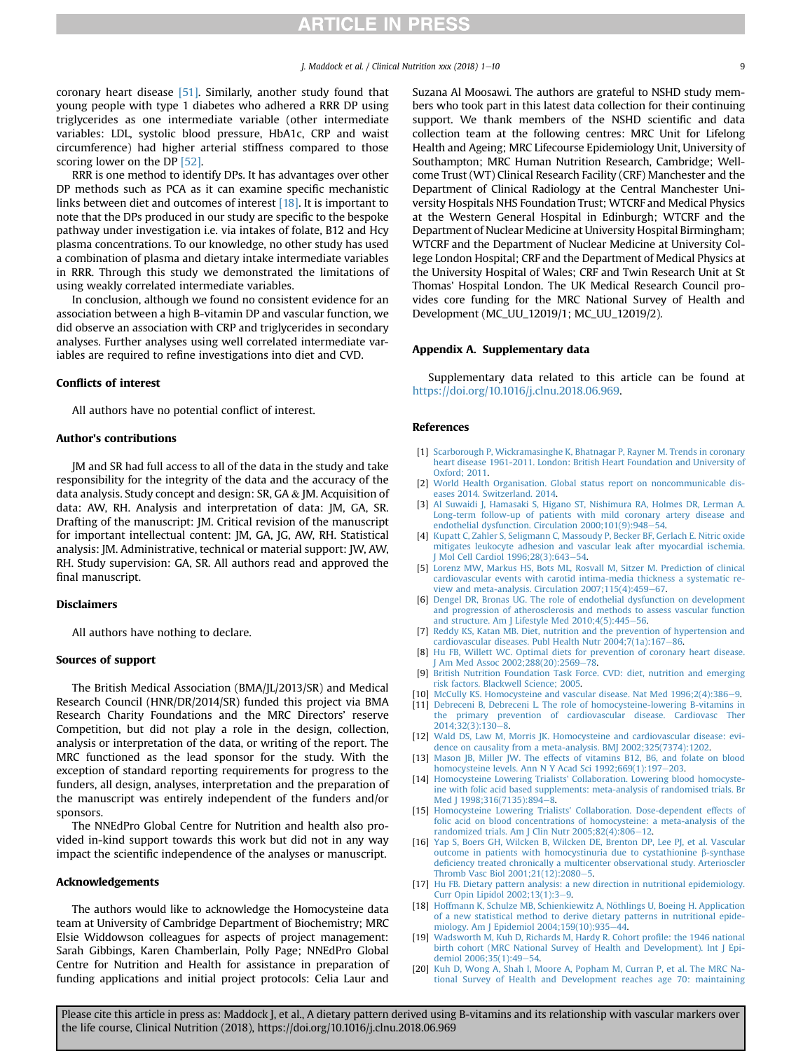coronary heart disease [51]. Similarly, another study found that young people with type 1 diabetes who adhered a RRR DP using triglycerides as one intermediate variable (other intermediate variables: LDL, systolic blood pressure, HbA1c, CRP and waist circumference) had higher arterial stiffness compared to those scoring lower on the DP [52].

RRR is one method to identify DPs. It has advantages over other DP methods such as PCA as it can examine specific mechanistic links between diet and outcomes of interest [18]. It is important to note that the DPs produced in our study are specific to the bespoke pathway under investigation i.e. via intakes of folate, B12 and Hcy plasma concentrations. To our knowledge, no other study has used a combination of plasma and dietary intake intermediate variables in RRR. Through this study we demonstrated the limitations of using weakly correlated intermediate variables.

In conclusion, although we found no consistent evidence for an association between a high B-vitamin DP and vascular function, we did observe an association with CRP and triglycerides in secondary analyses. Further analyses using well correlated intermediate variables are required to refine investigations into diet and CVD.

## Conflicts of interest

All authors have no potential conflict of interest.

## Author's contributions

JM and SR had full access to all of the data in the study and take responsibility for the integrity of the data and the accuracy of the data analysis. Study concept and design: SR, GA & JM. Acquisition of data: AW, RH. Analysis and interpretation of data: JM, GA, SR. Drafting of the manuscript: JM. Critical revision of the manuscript for important intellectual content: JM, GA, JG, AW, RH. Statistical analysis: JM. Administrative, technical or material support: JW, AW, RH. Study supervision: GA, SR. All authors read and approved the final manuscript.

## Disclaimers

All authors have nothing to declare.

## Sources of support

The British Medical Association (BMA/JL/2013/SR) and Medical Research Council (HNR/DR/2014/SR) funded this project via BMA Research Charity Foundations and the MRC Directors' reserve Competition, but did not play a role in the design, collection, analysis or interpretation of the data, or writing of the report. The MRC functioned as the lead sponsor for the study. With the exception of standard reporting requirements for progress to the funders, all design, analyses, interpretation and the preparation of the manuscript was entirely independent of the funders and/or sponsors.

The NNEdPro Global Centre for Nutrition and health also provided in-kind support towards this work but did not in any way impact the scientific independence of the analyses or manuscript.

## Acknowledgements

The authors would like to acknowledge the Homocysteine data team at University of Cambridge Department of Biochemistry; MRC Elsie Widdowson colleagues for aspects of project management: Sarah Gibbings, Karen Chamberlain, Polly Page; NNEdPro Global Centre for Nutrition and Health for assistance in preparation of funding applications and initial project protocols: Celia Laur and Suzana Al Moosawi. The authors are grateful to NSHD study members who took part in this latest data collection for their continuing support. We thank members of the NSHD scientific and data collection team at the following centres: MRC Unit for Lifelong Health and Ageing; MRC Lifecourse Epidemiology Unit, University of Southampton; MRC Human Nutrition Research, Cambridge; Wellcome Trust (WT) Clinical Research Facility (CRF) Manchester and the Department of Clinical Radiology at the Central Manchester University Hospitals NHS Foundation Trust; WTCRF and Medical Physics at the Western General Hospital in Edinburgh; WTCRF and the Department of Nuclear Medicine at University Hospital Birmingham; WTCRF and the Department of Nuclear Medicine at University College London Hospital; CRF and the Department of Medical Physics at the University Hospital of Wales; CRF and Twin Research Unit at St Thomas' Hospital London. The UK Medical Research Council provides core funding for the MRC National Survey of Health and Development (MC_UU_12019/1; MC_UU_12019/2).

## Appendix A. Supplementary data

Supplementary data related to this article can be found at https://doi.org/10.1016/j.clnu.2018.06.969.

## References

[1] Scarborough P, Wickramasinghe K, Bhatnagar P, Rayner M. Trends in coronary heart disease 1961-2011. London: British Heart Foundation and University of Oxford; 2011.

[2] World Health Organisation. Global status report on noncommunicable diseases 2014. Switzerland. 2014.

[3] Al Suwaidi J, Hamasaki S, Higano ST, Nishimura RA, Holmes DR, Lerman A. Long-term follow-up of patients with mild coronary artery disease and endothelial dysfunction. Circulation 2000;101(9):948–54.

[4] Kupatt C, Zahler S, Seligmann C, Massoudy P, Becker BF, Gerlach E. Nitric oxide mitigates leukocyte adhesion and vascular leak after myocardial ischemia. J Mol Cell Cardiol 1996;28(3):643–54.

[5] Lorenz MW, Markus HS, Bots ML, Rosvall M, Sitzer M. Prediction of clinical cardiovascular events with carotid intima-media thickness a systematic review and meta-analysis. Circulation 2007;115(4):459–67.

[6] Dengel DR, Bronas UG. The role of endothelial dysfunction on development and progression of atherosclerosis and methods to assess vascular function and structure. Am J Lifestyle Med 2010;4(5):445–56.

[7] Reddy KS, Katan MB. Diet, nutrition and the prevention of hypertension and cardiovascular diseases. Publ Health Nutr 2004;7(1a):167–86.

[8] Hu FB, Willett WC. Optimal diets for prevention of coronary heart disease. J Am Med Assoc 2002;288(20):2569–78.

[9] British Nutrition Foundation Task Force. CVD: diet, nutrition and emerging risk factors. Blackwell Science; 2005.

[10] McCully KS. Homocysteine and vascular disease. Nat Med 1996;2(4):386–9.

[11] Debreceni B, Debreceni L. The role of homocysteine-lowering B-vitamins in the primary prevention of cardiovascular disease. Cardiovasc Ther 2014;32(3):130–8.

[12] Wald DS, Law M, Morris JK. Homocysteine and cardiovascular disease: evidence on causality from a meta-analysis. BMJ 2002;325(7374):1202.

[13] Mason JB, Miller JW. The effects of vitamins B12, B6, and folate on blood homocysteine levels. Ann N Y Acad Sci 1992;669(1):197–203.

[14] Homocysteine Lowering Trialists' Collaboration. Lowering blood homocysteine with folic acid based supplements: meta-analysis of randomised trials. Br Med J 1998;316(7135):894–8.

[15] Homocysteine Lowering Trialists' Collaboration. Dose-dependent effects of folic acid on blood concentrations of homocysteine: a meta-analysis of the randomized trials. Am J Clin Nutr 2005;82(4):806–12.

[16] Yap S, Boers GH, Wilcken B, Wilcken DE, Brenton DP, Lee PJ, et al. Vascular outcome in patients with homocystinuria due to cystathionine β-synthase deficiency treated chronically a multicenter observational study. Arterioscler Thromb Vasc Biol 2001;21(12):2080–5.

[17] Hu FB. Dietary pattern analysis: a new direction in nutritional epidemiology. Curr Opin Lipidol 2002;13(1):3–9.

[18] Hoffmann K, Schulze MB, Schienkiewitz A, Nöthlings U, Boeing H. Application of a new statistical method to derive dietary patterns in nutritional epidemiology. Am J Epidemiol 2004;159(10):935–44.

[19] Wadsworth M, Kuh D, Richards M, Hardy R. Cohort profile: the 1946 national birth cohort (MRC National Survey of Health and Development). Int J Epidemiol 2006;35(1):49–54.

[20] Kuh D, Wong A, Shah I, Moore A, Popham M, Curran P, et al. The MRC National Survey of Health and Development reaches age 70: maintaining

Please cite this article in press as: Maddock J, et al., A dietary pattern derived using B-vitamins and its relationship with vascular markers over the life course, Clinical Nutrition (2018), https://doi.org/10.1016/j.clnu.2018.06.969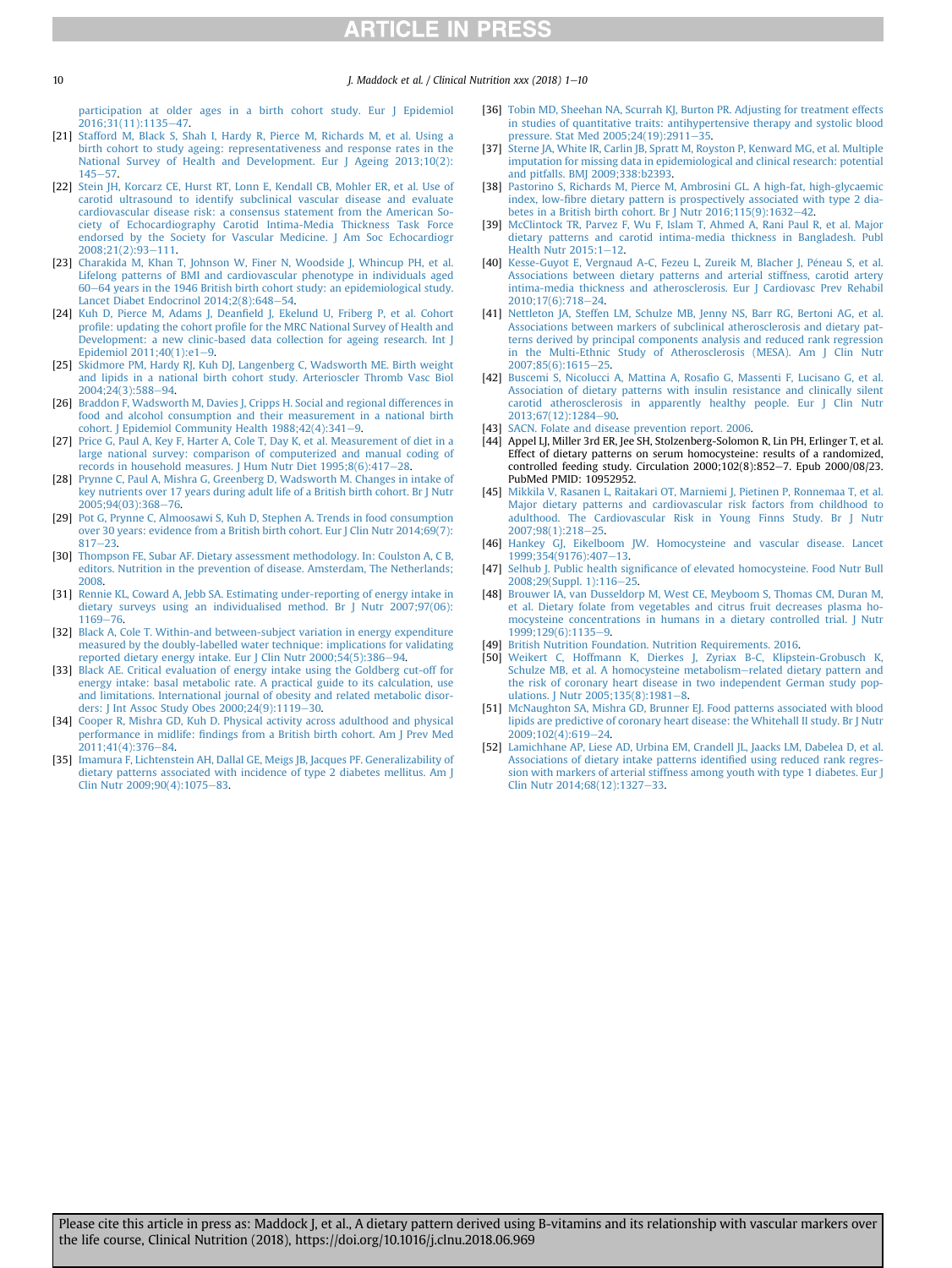participation at older ages in a birth cohort study. Eur J Epidemiol 2016;31(11):1135–47.

[21] Stafford M, Black S, Shah I, Hardy R, Pierce M, Richards M, et al. Using a birth cohort to study ageing: representativeness and response rates in the National Survey of Health and Development. Eur J Ageing 2013;10(2):145–57.

[22] Stein JH, Korcarz CE, Hurst RT, Lonn E, Kendall CB, Mohler ER, et al. Use of carotid ultrasound to identify subclinical vascular disease and evaluate cardiovascular disease risk: a consensus statement from the American Society of Echocardiography Carotid Intima-Media Thickness Task Force endorsed by the Society for Vascular Medicine. J Am Soc Echocardiogr 2008;21(2):93–111.

[23] Charakida M, Khan T, Johnson W, Finer N, Woodside J, Whincup PH, et al. Lifelong patterns of BMI and cardiovascular phenotype in individuals aged 60–64 years in the 1946 British birth cohort study: an epidemiological study. Lancet Diabet Endocrinol 2014;2(8):648–54.

[24] Kuh D, Pierce M, Adams J, Deanfield J, Ekelund U, Friberg P, et al. Cohort profile: updating the cohort profile for the MRC National Survey of Health and Development: a new clinic-based data collection for ageing research. Int J Epidemiol 2011;40(1):e1–9.

[25] Skidmore PM, Hardy RJ, Kuh DJ, Langenberg C, Wadsworth ME. Birth weight and lipids in a national birth cohort study. Arterioscler Thromb Vasc Biol 2004;24(3):588–94.

[26] Braddon F, Wadsworth M, Davies J, Cripps H. Social and regional differences in food and alcohol consumption and their measurement in a national birth cohort. J Epidemiol Community Health 1988;42(4):341–9.

[27] Price G, Paul A, Key F, Harter A, Cole T, Day K, et al. Measurement of diet in a large national survey: comparison of computerized and manual coding of records in household measures. J Hum Nutr Diet 1995;8(6):417–28.

[28] Prynne C, Paul A, Mishra G, Greenberg D, Wadsworth M. Changes in intake of key nutrients over 17 years during adult life of a British birth cohort. Br J Nutr 2005;94(03):368–76.

[29] Pot G, Prynne C, Almoosawi S, Kuh D, Stephen A. Trends in food consumption over 30 years: evidence from a British birth cohort. Eur J Clin Nutr 2014;69(7):817–23.

[30] Thompson FE, Subar AF. Dietary assessment methodology. In: Coulston A, C B, editors. Nutrition in the prevention of disease. Amsterdam, The Netherlands; 2008.

[31] Rennie KL, Coward A, Jebb SA. Estimating under-reporting of energy intake in dietary surveys using an individualised method. Br J Nutr 2007;97(06):1169–76.

[32] Black A, Cole T. Within-and between-subject variation in energy expenditure measured by the doubly-labelled water technique: implications for validating reported dietary energy intake. Eur J Clin Nutr 2000;54(5):386–94.

[33] Black AE. Critical evaluation of energy intake using the Goldberg cut-off for energy intake: basal metabolic rate. A practical guide to its calculation, use and limitations. International journal of obesity and related metabolic disorders: J Int Assoc Study Obes 2000;24(9):1119–30.

[34] Cooper R, Mishra GD, Kuh D. Physical activity across adulthood and physical performance in midlife: findings from a British birth cohort. Am J Prev Med 2011;41(4):376–84.

[35] Imamura F, Lichtenstein AH, Dallal GE, Meigs JB, Jacques PF. Generalizability of dietary patterns associated with incidence of type 2 diabetes mellitus. Am J Clin Nutr 2009;90(4):1075–83.

[36] Tobin MD, Sheehan NA, Scurrah KJ, Burton PR. Adjusting for treatment effects in studies of quantitative traits: antihypertensive therapy and systolic blood pressure. Stat Med 2005;24(19):2911–35.

[37] Sterne JA, White IR, Carlin JB, Spratt M, Royston P, Kenward MG, et al. Multiple imputation for missing data in epidemiological and clinical research: potential and pitfalls. BMJ 2009;338:b2393.

[38] Pastorino S, Richards M, Pierce M, Ambrosini GL. A high-fat, high-glycaemic index, low-fibre dietary pattern is prospectively associated with type 2 diabetes in a British birth cohort. Br J Nutr 2016;115(9):1632–42.

[39] McClintock TR, Parvez F, Wu F, Islam T, Ahmed A, Rani Paul R, et al. Major dietary patterns and carotid intima-media thickness in Bangladesh. Publ Health Nutr 2015:1–12.

[40] Kesse-Guyot E, Vergnaud A-C, Fezeu L, Zureik M, Blacher J, Péneau S, et al. Associations between dietary patterns and arterial stiffness, carotid artery intima-media thickness and atherosclerosis. Eur J Cardiovasc Prev Rehabil 2010;17(6):718–24.

[41] Nettleton JA, Steffen LM, Schulze MB, Jenny NS, Barr RG, Bertoni AG, et al. Associations between markers of subclinical atherosclerosis and dietary patterns derived by principal components analysis and reduced rank regression in the Multi-Ethnic Study of Atherosclerosis (MESA). Am J Clin Nutr 2007;85(6):1615–25.

[42] Buscemi S, Nicolucci A, Mattina A, Rosafio G, Massenti F, Lucisano G, et al. Association of dietary patterns with insulin resistance and clinically silent carotid atherosclerosis in apparently healthy people. Eur J Clin Nutr 2013;67(12):1284–90.

[43] SACN. Folate and disease prevention report. 2006.

[44] Appel LJ, Miller 3rd ER, Jee SH, Stolzenberg-Solomon R, Lin PH, Erlinger T, et al. Effect of dietary patterns on serum homocysteine: results of a randomized, controlled feeding study. Circulation 2000;102(8):852–7. Epub 2000/08/23. PubMed PMID: 10952952.

[45] Mikkila V, Rasanen L, Raitakari OT, Marniemi J, Pietinen P, Ronnemaa T, et al. Major dietary patterns and cardiovascular risk factors from childhood to adulthood. The Cardiovascular Risk in Young Finns Study. Br J Nutr 2007;98(1):218–25.

[46] Hankey GJ, Eikelboom JW. Homocysteine and vascular disease. Lancet 1999;354(9176):407–13.

[47] Selhub J. Public health significance of elevated homocysteine. Food Nutr Bull 2008;29(Suppl. 1):116–25.

[48] Brouwer IA, van Dusseldorp M, West CE, Meyboom S, Thomas CM, Duran M, et al. Dietary folate from vegetables and citrus fruit decreases plasma homocysteine concentrations in humans in a dietary controlled trial. J Nutr 1999;129(6):1135–9.

[49] British Nutrition Foundation. Nutrition Requirements. 2016.

[50] Weikert C, Hoffmann K, Dierkes J, Zyriax B-C, Klipstein-Grobusch K, Schulze MB, et al. A homocysteine metabolism–related dietary pattern and the risk of coronary heart disease in two independent German study populations. J Nutr 2005;135(8):1981–8.

[51] McNaughton SA, Mishra GD, Brunner EJ. Food patterns associated with blood lipids are predictive of coronary heart disease: the Whitehall II study. Br J Nutr 2009;102(4):619–24.

[52] Lamichhane AP, Liese AD, Urbina EM, Crandell JL, Jaacks LM, Dabelea D, et al. Associations of dietary intake patterns identified using reduced rank regression with markers of arterial stiffness among youth with type 1 diabetes. Eur J Clin Nutr 2014;68(12):1327–33.